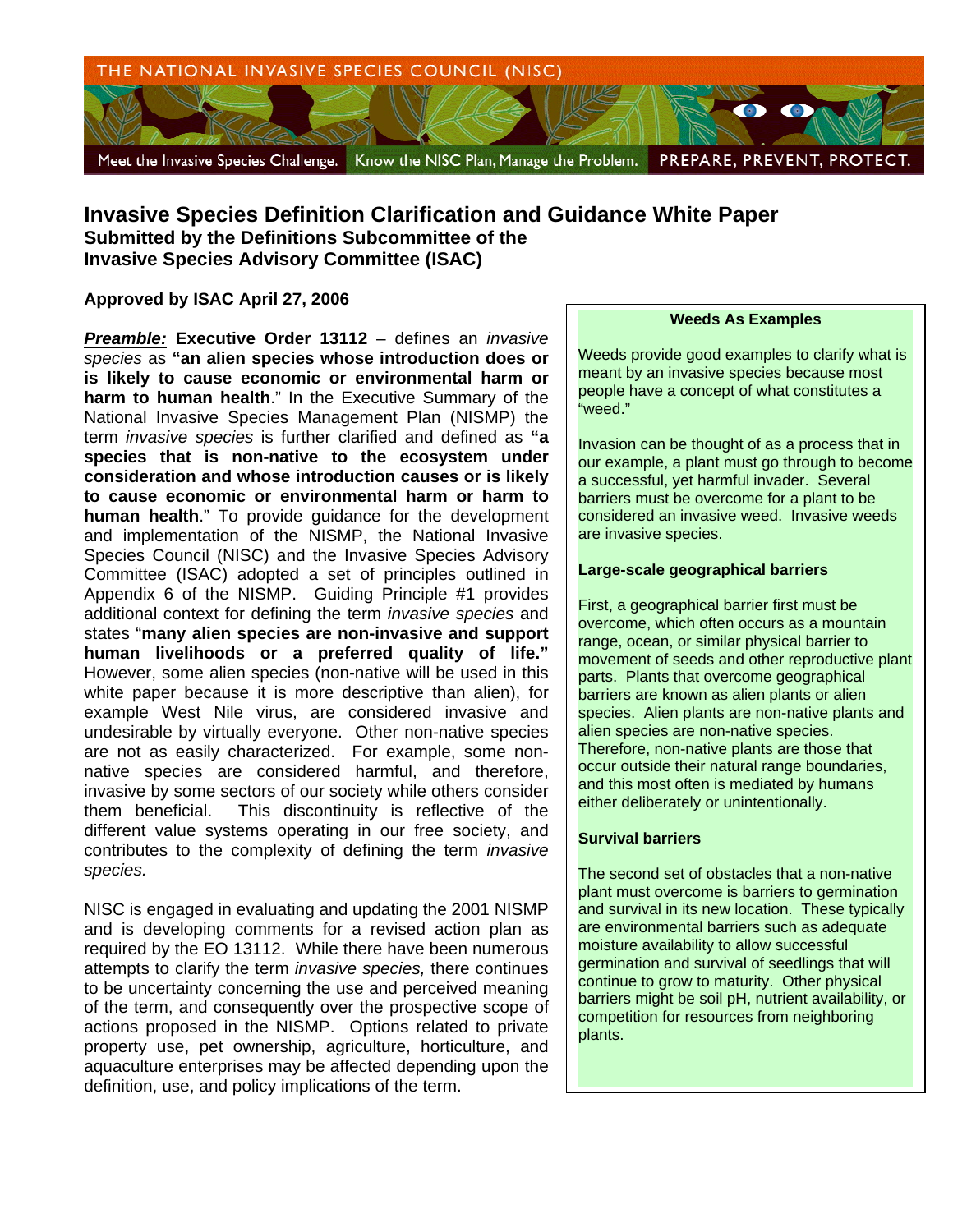THE NATIONAL INVASIVE SPECIES COUNCIL (NISC)

Meet the Invasive Species Challenge. Know the NISC Plan, Manage the Problem. PREPARE, PREVENT, PROTECT.

# Invasive Species Definition Clarification and Guidance White Paper

**Submitted by the Definitions Subcommittee of the Invasive Species Advisory Committee (ISAC)**

**Approved by ISAC April 27, 2006**

***Preamble:*** **Executive Order 13112** – defines an *invasive species* as **"an alien species whose introduction does or is likely to cause economic or environmental harm or harm to human health**." In the Executive Summary of the National Invasive Species Management Plan (NISMP) the term *invasive species* is further clarified and defined as **"a species that is non-native to the ecosystem under consideration and whose introduction causes or is likely to cause economic or environmental harm or harm to human health**." To provide guidance for the development and implementation of the NISMP, the National Invasive Species Council (NISC) and the Invasive Species Advisory Committee (ISAC) adopted a set of principles outlined in Appendix 6 of the NISMP. Guiding Principle #1 provides additional context for defining the term *invasive species* and states "**many alien species are non-invasive and support human livelihoods or a preferred quality of life."** However, some alien species (non-native will be used in this white paper because it is more descriptive than alien), for example West Nile virus, are considered invasive and undesirable by virtually everyone. Other non-native species are not as easily characterized. For example, some non-native species are considered harmful, and therefore, invasive by some sectors of our society while others consider them beneficial. This discontinuity is reflective of the different value systems operating in our free society, and contributes to the complexity of defining the term *invasive species.*

NISC is engaged in evaluating and updating the 2001 NISMP and is developing comments for a revised action plan as required by the EO 13112. While there have been numerous attempts to clarify the term *invasive species,* there continues to be uncertainty concerning the use and perceived meaning of the term, and consequently over the prospective scope of actions proposed in the NISMP. Options related to private property use, pet ownership, agriculture, horticulture, and aquaculture enterprises may be affected depending upon the definition, use, and policy implications of the term.

**Weeds As Examples**

Weeds provide good examples to clarify what is meant by an invasive species because most people have a concept of what constitutes a "weed."

Invasion can be thought of as a process that in our example, a plant must go through to become a successful, yet harmful invader. Several barriers must be overcome for a plant to be considered an invasive weed. Invasive weeds are invasive species.

**Large-scale geographical barriers**

First, a geographical barrier first must be overcome, which often occurs as a mountain range, ocean, or similar physical barrier to movement of seeds and other reproductive plant parts. Plants that overcome geographical barriers are known as alien plants or alien species. Alien plants are non-native plants and alien species are non-native species. Therefore, non-native plants are those that occur outside their natural range boundaries, and this most often is mediated by humans either deliberately or unintentionally.

**Survival barriers**

The second set of obstacles that a non-native plant must overcome is barriers to germination and survival in its new location. These typically are environmental barriers such as adequate moisture availability to allow successful germination and survival of seedlings that will continue to grow to maturity. Other physical barriers might be soil pH, nutrient availability, or competition for resources from neighboring plants.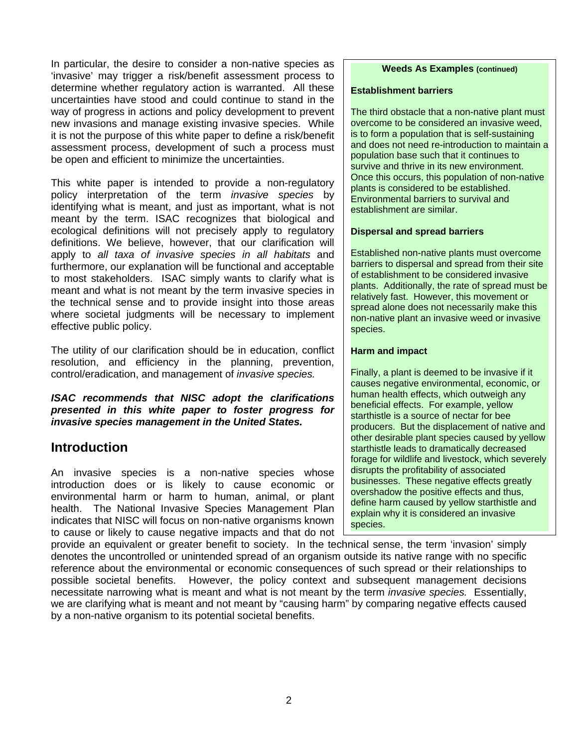In particular, the desire to consider a non-native species as 'invasive' may trigger a risk/benefit assessment process to determine whether regulatory action is warranted. All these uncertainties have stood and could continue to stand in the way of progress in actions and policy development to prevent new invasions and manage existing invasive species. While it is not the purpose of this white paper to define a risk/benefit assessment process, development of such a process must be open and efficient to minimize the uncertainties.

This white paper is intended to provide a non-regulatory policy interpretation of the term *invasive species* by identifying what is meant, and just as important, what is not meant by the term. ISAC recognizes that biological and ecological definitions will not precisely apply to regulatory definitions. We believe, however, that our clarification will apply to *all taxa of invasive species in all habitats* and furthermore, our explanation will be functional and acceptable to most stakeholders. ISAC simply wants to clarify what is meant and what is not meant by the term invasive species in the technical sense and to provide insight into those areas where societal judgments will be necessary to implement effective public policy.

The utility of our clarification should be in education, conflict resolution, and efficiency in the planning, prevention, control/eradication, and management of *invasive species.*

***ISAC recommends that NISC adopt the clarifications presented in this white paper to foster progress for invasive species management in the United States.***

## Introduction

An invasive species is a non-native species whose introduction does or is likely to cause economic or environmental harm or harm to human, animal, or plant health. The National Invasive Species Management Plan indicates that NISC will focus on non-native organisms known to cause or likely to cause negative impacts and that do not provide an equivalent or greater benefit to society. In the technical sense, the term 'invasion' simply denotes the uncontrolled or unintended spread of an organism outside its native range with no specific reference about the environmental or economic consequences of such spread or their relationships to possible societal benefits. However, the policy context and subsequent management decisions necessitate narrowing what is meant and what is not meant by the term *invasive species.* Essentially, we are clarifying what is meant and not meant by "causing harm" by comparing negative effects caused by a non-native organism to its potential societal benefits.

**Weeds As Examples (continued)**

**Establishment barriers**

The third obstacle that a non-native plant must overcome to be considered an invasive weed, is to form a population that is self-sustaining and does not need re-introduction to maintain a population base such that it continues to survive and thrive in its new environment. Once this occurs, this population of non-native plants is considered to be established. Environmental barriers to survival and establishment are similar.

**Dispersal and spread barriers**

Established non-native plants must overcome barriers to dispersal and spread from their site of establishment to be considered invasive plants. Additionally, the rate of spread must be relatively fast. However, this movement or spread alone does not necessarily make this non-native plant an invasive weed or invasive species.

**Harm and impact**

Finally, a plant is deemed to be invasive if it causes negative environmental, economic, or human health effects, which outweigh any beneficial effects. For example, yellow starthistle is a source of nectar for bee producers. But the displacement of native and other desirable plant species caused by yellow starthistle leads to dramatically decreased forage for wildlife and livestock, which severely disrupts the profitability of associated businesses. These negative effects greatly overshadow the positive effects and thus, define harm caused by yellow starthistle and explain why it is considered an invasive species.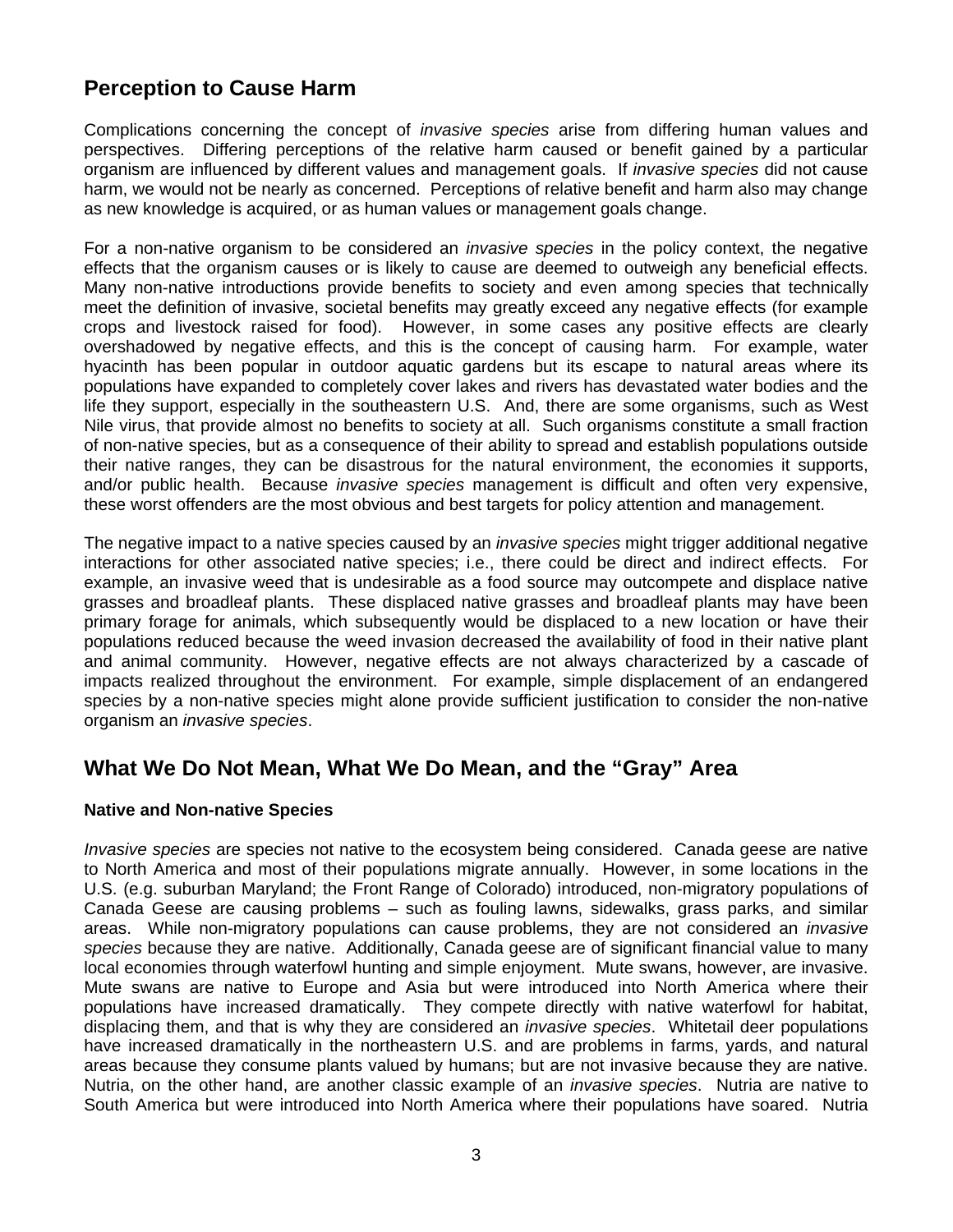## Perception to Cause Harm

Complications concerning the concept of *invasive species* arise from differing human values and perspectives. Differing perceptions of the relative harm caused or benefit gained by a particular organism are influenced by different values and management goals. If *invasive species* did not cause harm, we would not be nearly as concerned. Perceptions of relative benefit and harm also may change as new knowledge is acquired, or as human values or management goals change.

For a non-native organism to be considered an *invasive species* in the policy context, the negative effects that the organism causes or is likely to cause are deemed to outweigh any beneficial effects. Many non-native introductions provide benefits to society and even among species that technically meet the definition of invasive, societal benefits may greatly exceed any negative effects (for example crops and livestock raised for food). However, in some cases any positive effects are clearly overshadowed by negative effects, and this is the concept of causing harm. For example, water hyacinth has been popular in outdoor aquatic gardens but its escape to natural areas where its populations have expanded to completely cover lakes and rivers has devastated water bodies and the life they support, especially in the southeastern U.S. And, there are some organisms, such as West Nile virus, that provide almost no benefits to society at all. Such organisms constitute a small fraction of non-native species, but as a consequence of their ability to spread and establish populations outside their native ranges, they can be disastrous for the natural environment, the economies it supports, and/or public health. Because *invasive species* management is difficult and often very expensive, these worst offenders are the most obvious and best targets for policy attention and management.

The negative impact to a native species caused by an *invasive species* might trigger additional negative interactions for other associated native species; i.e., there could be direct and indirect effects. For example, an invasive weed that is undesirable as a food source may outcompete and displace native grasses and broadleaf plants. These displaced native grasses and broadleaf plants may have been primary forage for animals, which subsequently would be displaced to a new location or have their populations reduced because the weed invasion decreased the availability of food in their native plant and animal community. However, negative effects are not always characterized by a cascade of impacts realized throughout the environment. For example, simple displacement of an endangered species by a non-native species might alone provide sufficient justification to consider the non-native organism an *invasive species*.

## What We Do Not Mean, What We Do Mean, and the "Gray" Area

### Native and Non-native Species

*Invasive species* are species not native to the ecosystem being considered. Canada geese are native to North America and most of their populations migrate annually. However, in some locations in the U.S. (e.g. suburban Maryland; the Front Range of Colorado) introduced, non-migratory populations of Canada Geese are causing problems – such as fouling lawns, sidewalks, grass parks, and similar areas. While non-migratory populations can cause problems, they are not considered an *invasive species* because they are native. Additionally, Canada geese are of significant financial value to many local economies through waterfowl hunting and simple enjoyment. Mute swans, however, are invasive. Mute swans are native to Europe and Asia but were introduced into North America where their populations have increased dramatically. They compete directly with native waterfowl for habitat, displacing them, and that is why they are considered an *invasive species*. Whitetail deer populations have increased dramatically in the northeastern U.S. and are problems in farms, yards, and natural areas because they consume plants valued by humans; but are not invasive because they are native. Nutria, on the other hand, are another classic example of an *invasive species*. Nutria are native to South America but were introduced into North America where their populations have soared. Nutria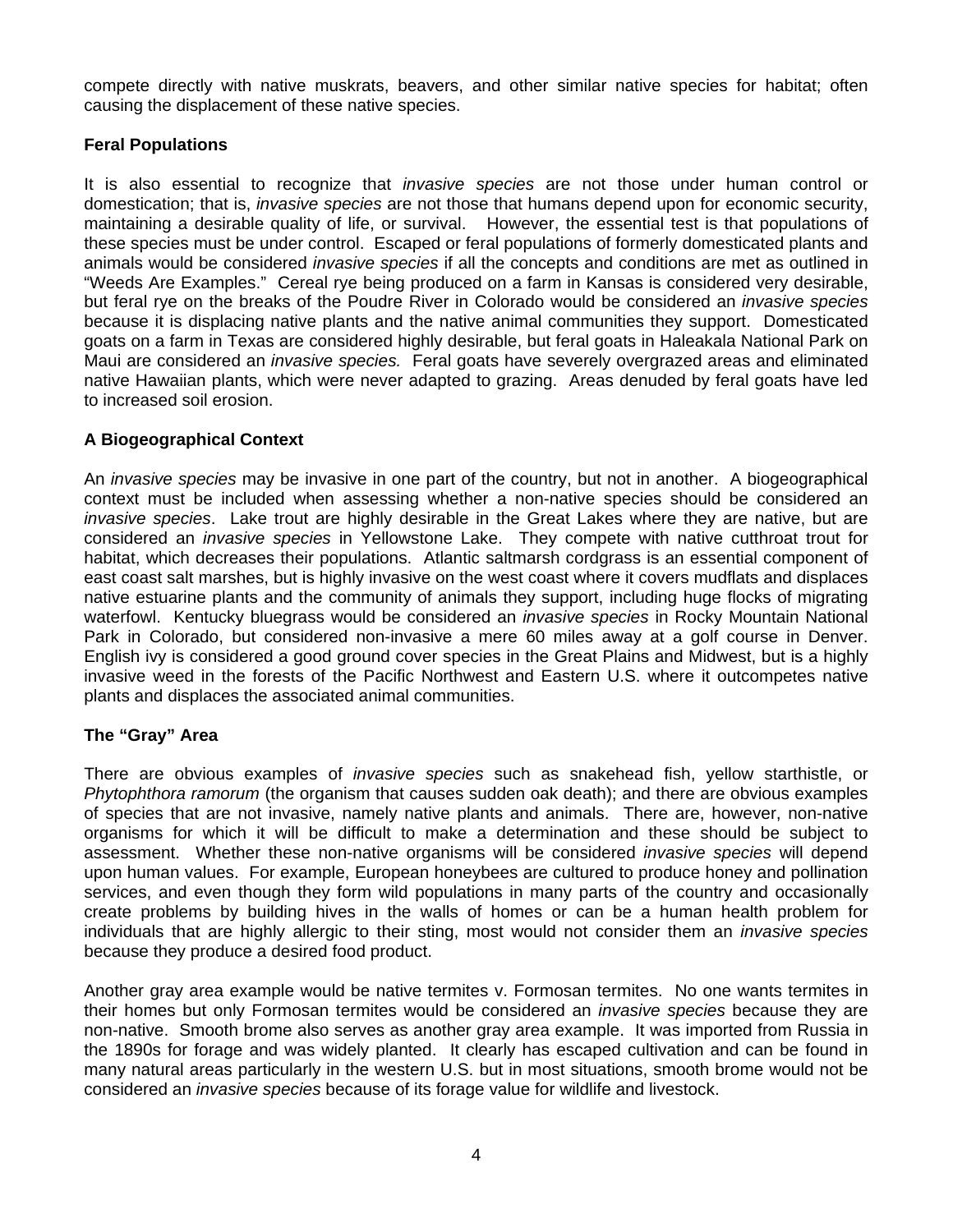compete directly with native muskrats, beavers, and other similar native species for habitat; often causing the displacement of these native species.

**Feral Populations**

It is also essential to recognize that *invasive species* are not those under human control or domestication; that is, *invasive species* are not those that humans depend upon for economic security, maintaining a desirable quality of life, or survival. However, the essential test is that populations of these species must be under control. Escaped or feral populations of formerly domesticated plants and animals would be considered *invasive species* if all the concepts and conditions are met as outlined in "Weeds Are Examples." Cereal rye being produced on a farm in Kansas is considered very desirable, but feral rye on the breaks of the Poudre River in Colorado would be considered an *invasive species* because it is displacing native plants and the native animal communities they support. Domesticated goats on a farm in Texas are considered highly desirable, but feral goats in Haleakala National Park on Maui are considered an *invasive species.* Feral goats have severely overgrazed areas and eliminated native Hawaiian plants, which were never adapted to grazing. Areas denuded by feral goats have led to increased soil erosion.

**A Biogeographical Context**

An *invasive species* may be invasive in one part of the country, but not in another. A biogeographical context must be included when assessing whether a non-native species should be considered an *invasive species*. Lake trout are highly desirable in the Great Lakes where they are native, but are considered an *invasive species* in Yellowstone Lake. They compete with native cutthroat trout for habitat, which decreases their populations. Atlantic saltmarsh cordgrass is an essential component of east coast salt marshes, but is highly invasive on the west coast where it covers mudflats and displaces native estuarine plants and the community of animals they support, including huge flocks of migrating waterfowl. Kentucky bluegrass would be considered an *invasive species* in Rocky Mountain National Park in Colorado, but considered non-invasive a mere 60 miles away at a golf course in Denver. English ivy is considered a good ground cover species in the Great Plains and Midwest, but is a highly invasive weed in the forests of the Pacific Northwest and Eastern U.S. where it outcompetes native plants and displaces the associated animal communities.

**The "Gray" Area**

There are obvious examples of *invasive species* such as snakehead fish, yellow starthistle, or *Phytophthora ramorum* (the organism that causes sudden oak death); and there are obvious examples of species that are not invasive, namely native plants and animals. There are, however, non-native organisms for which it will be difficult to make a determination and these should be subject to assessment. Whether these non-native organisms will be considered *invasive species* will depend upon human values. For example, European honeybees are cultured to produce honey and pollination services, and even though they form wild populations in many parts of the country and occasionally create problems by building hives in the walls of homes or can be a human health problem for individuals that are highly allergic to their sting, most would not consider them an *invasive species* because they produce a desired food product.

Another gray area example would be native termites v. Formosan termites. No one wants termites in their homes but only Formosan termites would be considered an *invasive species* because they are non-native. Smooth brome also serves as another gray area example. It was imported from Russia in the 1890s for forage and was widely planted. It clearly has escaped cultivation and can be found in many natural areas particularly in the western U.S. but in most situations, smooth brome would not be considered an *invasive species* because of its forage value for wildlife and livestock.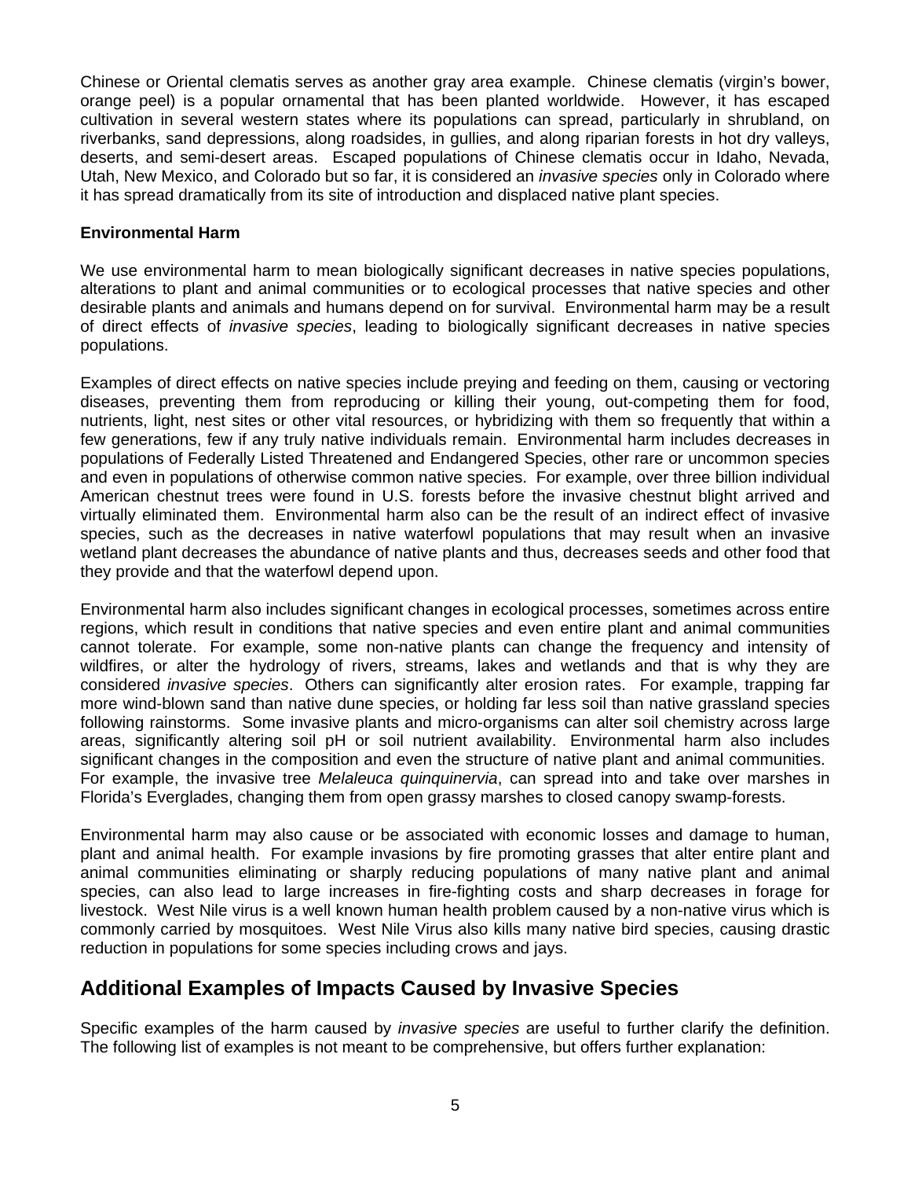Chinese or Oriental clematis serves as another gray area example. Chinese clematis (virgin's bower, orange peel) is a popular ornamental that has been planted worldwide. However, it has escaped cultivation in several western states where its populations can spread, particularly in shrubland, on riverbanks, sand depressions, along roadsides, in gullies, and along riparian forests in hot dry valleys, deserts, and semi-desert areas. Escaped populations of Chinese clematis occur in Idaho, Nevada, Utah, New Mexico, and Colorado but so far, it is considered an *invasive species* only in Colorado where it has spread dramatically from its site of introduction and displaced native plant species.

**Environmental Harm**

We use environmental harm to mean biologically significant decreases in native species populations, alterations to plant and animal communities or to ecological processes that native species and other desirable plants and animals and humans depend on for survival. Environmental harm may be a result of direct effects of *invasive species*, leading to biologically significant decreases in native species populations.

Examples of direct effects on native species include preying and feeding on them, causing or vectoring diseases, preventing them from reproducing or killing their young, out-competing them for food, nutrients, light, nest sites or other vital resources, or hybridizing with them so frequently that within a few generations, few if any truly native individuals remain. Environmental harm includes decreases in populations of Federally Listed Threatened and Endangered Species, other rare or uncommon species and even in populations of otherwise common native species. For example, over three billion individual American chestnut trees were found in U.S. forests before the invasive chestnut blight arrived and virtually eliminated them. Environmental harm also can be the result of an indirect effect of invasive species, such as the decreases in native waterfowl populations that may result when an invasive wetland plant decreases the abundance of native plants and thus, decreases seeds and other food that they provide and that the waterfowl depend upon.

Environmental harm also includes significant changes in ecological processes, sometimes across entire regions, which result in conditions that native species and even entire plant and animal communities cannot tolerate. For example, some non-native plants can change the frequency and intensity of wildfires, or alter the hydrology of rivers, streams, lakes and wetlands and that is why they are considered *invasive species*. Others can significantly alter erosion rates. For example, trapping far more wind-blown sand than native dune species, or holding far less soil than native grassland species following rainstorms. Some invasive plants and micro-organisms can alter soil chemistry across large areas, significantly altering soil pH or soil nutrient availability. Environmental harm also includes significant changes in the composition and even the structure of native plant and animal communities. For example, the invasive tree *Melaleuca quinquinervia*, can spread into and take over marshes in Florida's Everglades, changing them from open grassy marshes to closed canopy swamp-forests.

Environmental harm may also cause or be associated with economic losses and damage to human, plant and animal health. For example invasions by fire promoting grasses that alter entire plant and animal communities eliminating or sharply reducing populations of many native plant and animal species, can also lead to large increases in fire-fighting costs and sharp decreases in forage for livestock. West Nile virus is a well known human health problem caused by a non-native virus which is commonly carried by mosquitoes. West Nile Virus also kills many native bird species, causing drastic reduction in populations for some species including crows and jays.

## Additional Examples of Impacts Caused by Invasive Species

Specific examples of the harm caused by *invasive species* are useful to further clarify the definition. The following list of examples is not meant to be comprehensive, but offers further explanation: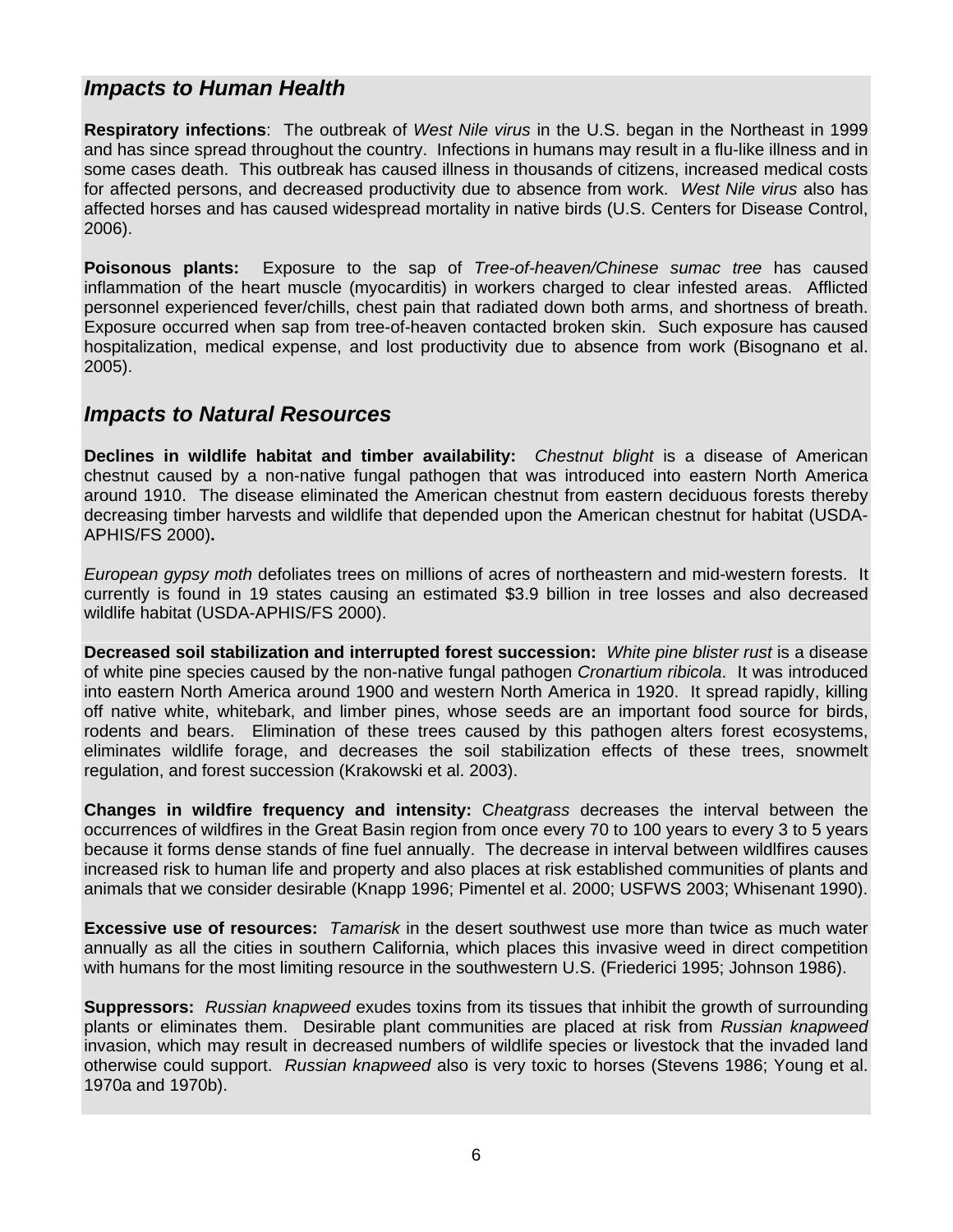## *Impacts to Human Health*

**Respiratory infections**: The outbreak of *West Nile virus* in the U.S. began in the Northeast in 1999 and has since spread throughout the country. Infections in humans may result in a flu-like illness and in some cases death. This outbreak has caused illness in thousands of citizens, increased medical costs for affected persons, and decreased productivity due to absence from work. *West Nile virus* also has affected horses and has caused widespread mortality in native birds (U.S. Centers for Disease Control, 2006).

**Poisonous plants:** Exposure to the sap of *Tree-of-heaven/Chinese sumac tree* has caused inflammation of the heart muscle (myocarditis) in workers charged to clear infested areas. Afflicted personnel experienced fever/chills, chest pain that radiated down both arms, and shortness of breath. Exposure occurred when sap from tree-of-heaven contacted broken skin. Such exposure has caused hospitalization, medical expense, and lost productivity due to absence from work (Bisognano et al. 2005).

## *Impacts to Natural Resources*

**Declines in wildlife habitat and timber availability:** *Chestnut blight* is a disease of American chestnut caused by a non-native fungal pathogen that was introduced into eastern North America around 1910. The disease eliminated the American chestnut from eastern deciduous forests thereby decreasing timber harvests and wildlife that depended upon the American chestnut for habitat (USDA-APHIS/FS 2000)**.**

*European gypsy moth* defoliates trees on millions of acres of northeastern and mid-western forests. It currently is found in 19 states causing an estimated $3.9 billion in tree losses and also decreased wildlife habitat (USDA-APHIS/FS 2000).

**Decreased soil stabilization and interrupted forest succession:** *White pine blister rust* is a disease of white pine species caused by the non-native fungal pathogen *Cronartium ribicola*. It was introduced into eastern North America around 1900 and western North America in 1920. It spread rapidly, killing off native white, whitebark, and limber pines, whose seeds are an important food source for birds, rodents and bears. Elimination of these trees caused by this pathogen alters forest ecosystems, eliminates wildlife forage, and decreases the soil stabilization effects of these trees, snowmelt regulation, and forest succession (Krakowski et al. 2003).

**Changes in wildfire frequency and intensity:** C*heatgrass* decreases the interval between the occurrences of wildfires in the Great Basin region from once every 70 to 100 years to every 3 to 5 years because it forms dense stands of fine fuel annually. The decrease in interval between wildlfires causes increased risk to human life and property and also places at risk established communities of plants and animals that we consider desirable (Knapp 1996; Pimentel et al. 2000; USFWS 2003; Whisenant 1990).

**Excessive use of resources:** *Tamarisk* in the desert southwest use more than twice as much water annually as all the cities in southern California, which places this invasive weed in direct competition with humans for the most limiting resource in the southwestern U.S. (Friederici 1995; Johnson 1986).

**Suppressors:** *Russian knapweed* exudes toxins from its tissues that inhibit the growth of surrounding plants or eliminates them. Desirable plant communities are placed at risk from *Russian knapweed* invasion, which may result in decreased numbers of wildlife species or livestock that the invaded land otherwise could support. *Russian knapweed* also is very toxic to horses (Stevens 1986; Young et al. 1970a and 1970b).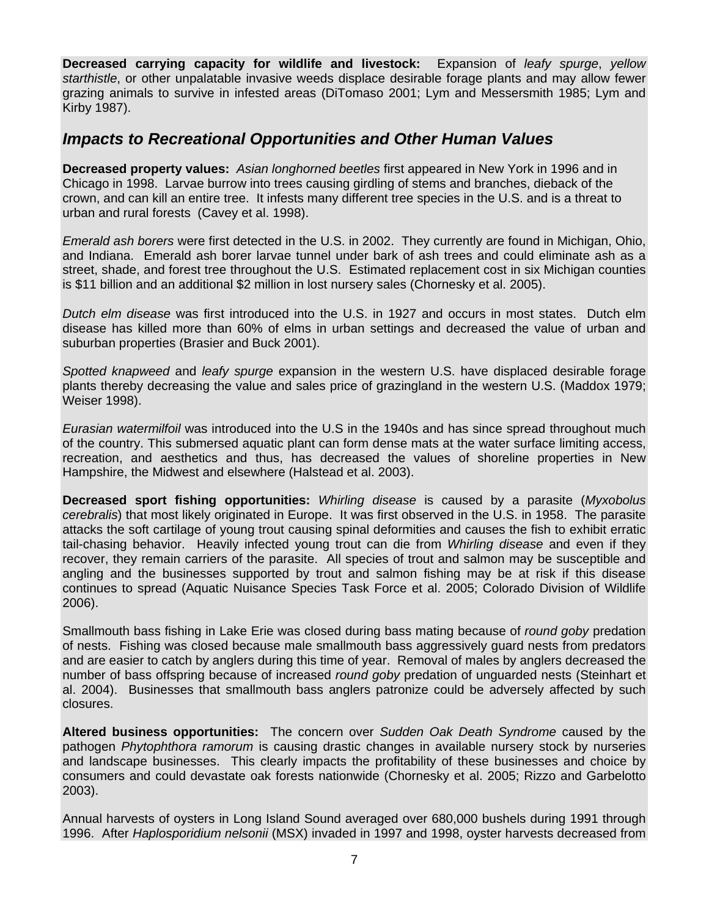**Decreased carrying capacity for wildlife and livestock:** Expansion of *leafy spurge*, *yellow starthistle*, or other unpalatable invasive weeds displace desirable forage plants and may allow fewer grazing animals to survive in infested areas (DiTomaso 2001; Lym and Messersmith 1985; Lym and Kirby 1987).

## *Impacts to Recreational Opportunities and Other Human Values*

**Decreased property values:** *Asian longhorned beetles* first appeared in New York in 1996 and in Chicago in 1998. Larvae burrow into trees causing girdling of stems and branches, dieback of the crown, and can kill an entire tree. It infests many different tree species in the U.S. and is a threat to urban and rural forests (Cavey et al. 1998).

*Emerald ash borers* were first detected in the U.S. in 2002. They currently are found in Michigan, Ohio, and Indiana. Emerald ash borer larvae tunnel under bark of ash trees and could eliminate ash as a street, shade, and forest tree throughout the U.S. Estimated replacement cost in six Michigan counties is $11 billion and an additional $2 million in lost nursery sales (Chornesky et al. 2005).

*Dutch elm disease* was first introduced into the U.S. in 1927 and occurs in most states. Dutch elm disease has killed more than 60% of elms in urban settings and decreased the value of urban and suburban properties (Brasier and Buck 2001).

*Spotted knapweed* and *leafy spurge* expansion in the western U.S. have displaced desirable forage plants thereby decreasing the value and sales price of grazingland in the western U.S. (Maddox 1979; Weiser 1998).

*Eurasian watermilfoil* was introduced into the U.S in the 1940s and has since spread throughout much of the country. This submersed aquatic plant can form dense mats at the water surface limiting access, recreation, and aesthetics and thus, has decreased the values of shoreline properties in New Hampshire, the Midwest and elsewhere (Halstead et al. 2003).

**Decreased sport fishing opportunities:** *Whirling disease* is caused by a parasite (*Myxobolus cerebralis*) that most likely originated in Europe. It was first observed in the U.S. in 1958. The parasite attacks the soft cartilage of young trout causing spinal deformities and causes the fish to exhibit erratic tail-chasing behavior. Heavily infected young trout can die from *Whirling disease* and even if they recover, they remain carriers of the parasite. All species of trout and salmon may be susceptible and angling and the businesses supported by trout and salmon fishing may be at risk if this disease continues to spread (Aquatic Nuisance Species Task Force et al. 2005; Colorado Division of Wildlife 2006).

Smallmouth bass fishing in Lake Erie was closed during bass mating because of *round goby* predation of nests. Fishing was closed because male smallmouth bass aggressively guard nests from predators and are easier to catch by anglers during this time of year. Removal of males by anglers decreased the number of bass offspring because of increased *round goby* predation of unguarded nests (Steinhart et al. 2004). Businesses that smallmouth bass anglers patronize could be adversely affected by such closures.

**Altered business opportunities:** The concern over *Sudden Oak Death Syndrome* caused by the pathogen *Phytophthora ramorum* is causing drastic changes in available nursery stock by nurseries and landscape businesses. This clearly impacts the profitability of these businesses and choice by consumers and could devastate oak forests nationwide (Chornesky et al. 2005; Rizzo and Garbelotto 2003).

Annual harvests of oysters in Long Island Sound averaged over 680,000 bushels during 1991 through 1996. After *Haplosporidium nelsonii* (MSX) invaded in 1997 and 1998, oyster harvests decreased from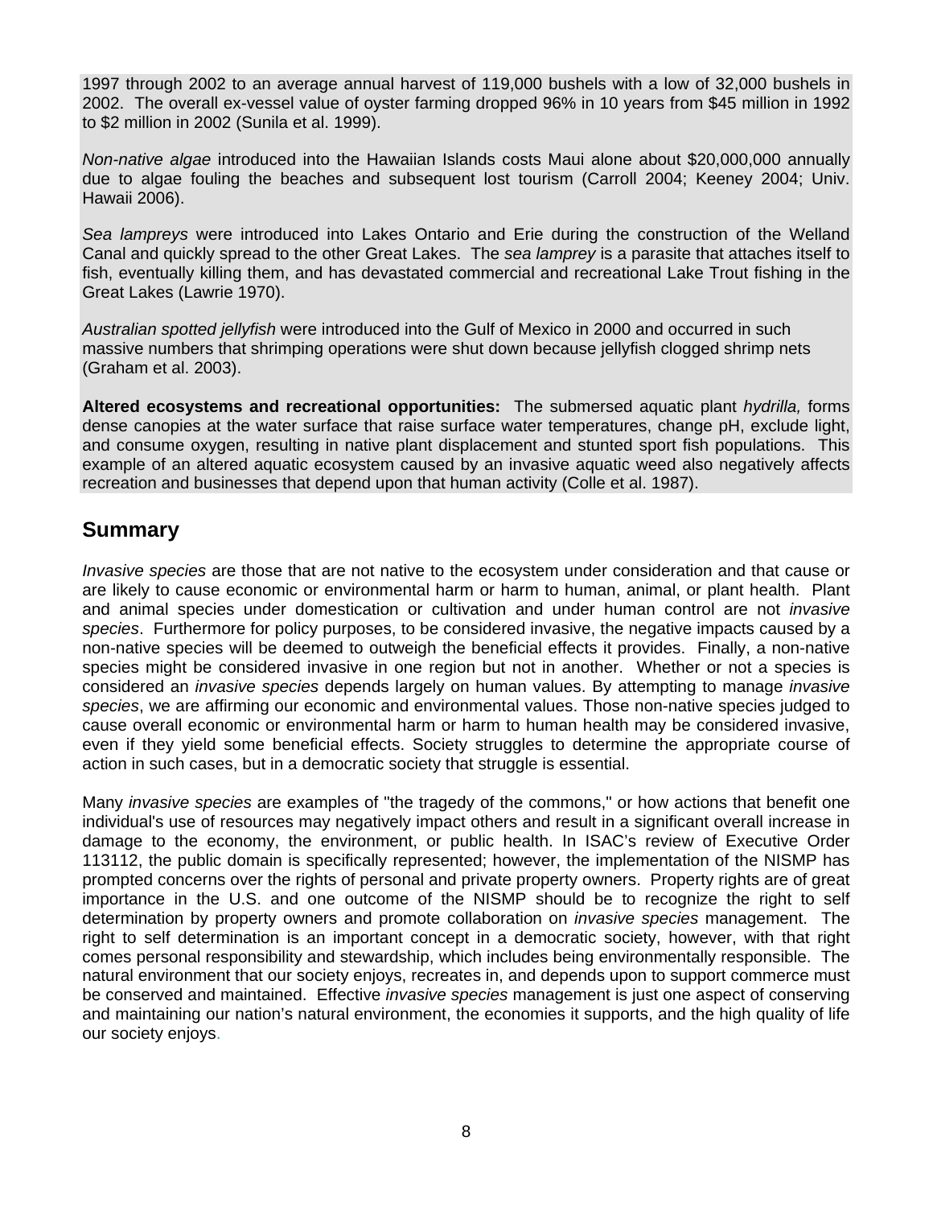1997 through 2002 to an average annual harvest of 119,000 bushels with a low of 32,000 bushels in 2002. The overall ex-vessel value of oyster farming dropped 96% in 10 years from $45 million in 1992 to $2 million in 2002 (Sunila et al. 1999).

*Non-native algae* introduced into the Hawaiian Islands costs Maui alone about $20,000,000 annually due to algae fouling the beaches and subsequent lost tourism (Carroll 2004; Keeney 2004; Univ. Hawaii 2006).

*Sea lampreys* were introduced into Lakes Ontario and Erie during the construction of the Welland Canal and quickly spread to the other Great Lakes. The *sea lamprey* is a parasite that attaches itself to fish, eventually killing them, and has devastated commercial and recreational Lake Trout fishing in the Great Lakes (Lawrie 1970).

*Australian spotted jellyfish* were introduced into the Gulf of Mexico in 2000 and occurred in such massive numbers that shrimping operations were shut down because jellyfish clogged shrimp nets (Graham et al. 2003).

**Altered ecosystems and recreational opportunities:** The submersed aquatic plant *hydrilla,* forms dense canopies at the water surface that raise surface water temperatures, change pH, exclude light, and consume oxygen, resulting in native plant displacement and stunted sport fish populations. This example of an altered aquatic ecosystem caused by an invasive aquatic weed also negatively affects recreation and businesses that depend upon that human activity (Colle et al. 1987).

## Summary

*Invasive species* are those that are not native to the ecosystem under consideration and that cause or are likely to cause economic or environmental harm or harm to human, animal, or plant health. Plant and animal species under domestication or cultivation and under human control are not *invasive species*. Furthermore for policy purposes, to be considered invasive, the negative impacts caused by a non-native species will be deemed to outweigh the beneficial effects it provides. Finally, a non-native species might be considered invasive in one region but not in another. Whether or not a species is considered an *invasive species* depends largely on human values. By attempting to manage *invasive species*, we are affirming our economic and environmental values. Those non-native species judged to cause overall economic or environmental harm or harm to human health may be considered invasive, even if they yield some beneficial effects. Society struggles to determine the appropriate course of action in such cases, but in a democratic society that struggle is essential.

Many *invasive species* are examples of "the tragedy of the commons," or how actions that benefit one individual's use of resources may negatively impact others and result in a significant overall increase in damage to the economy, the environment, or public health. In ISAC's review of Executive Order 113112, the public domain is specifically represented; however, the implementation of the NISMP has prompted concerns over the rights of personal and private property owners. Property rights are of great importance in the U.S. and one outcome of the NISMP should be to recognize the right to self determination by property owners and promote collaboration on *invasive species* management. The right to self determination is an important concept in a democratic society, however, with that right comes personal responsibility and stewardship, which includes being environmentally responsible. The natural environment that our society enjoys, recreates in, and depends upon to support commerce must be conserved and maintained. Effective *invasive species* management is just one aspect of conserving and maintaining our nation's natural environment, the economies it supports, and the high quality of life our society enjoys.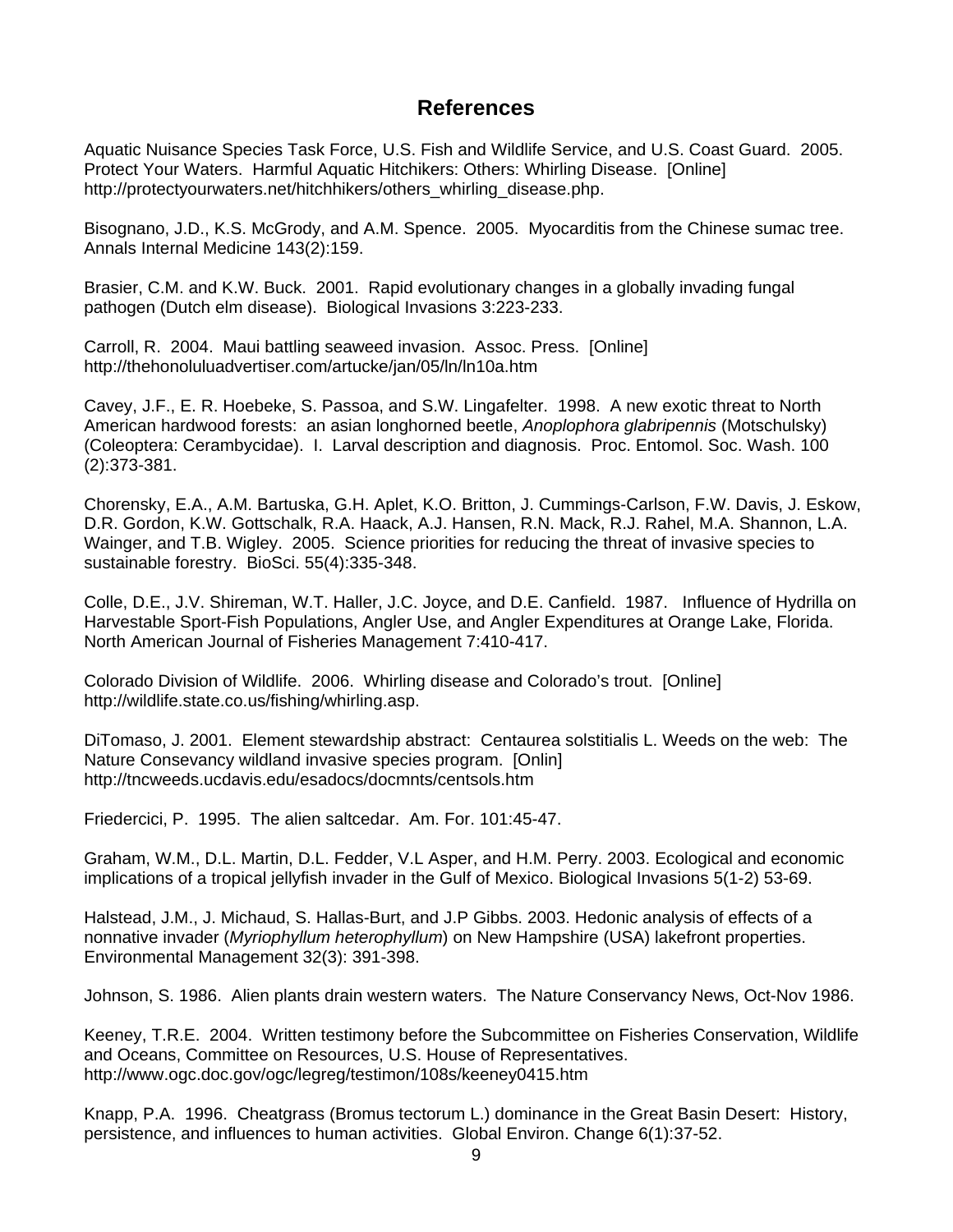## References

Aquatic Nuisance Species Task Force, U.S. Fish and Wildlife Service, and U.S. Coast Guard. 2005. Protect Your Waters. Harmful Aquatic Hitchikers: Others: Whirling Disease. [Online] http://protectyourwaters.net/hitchhikers/others_whirling_disease.php.

Bisognano, J.D., K.S. McGrody, and A.M. Spence. 2005. Myocarditis from the Chinese sumac tree. Annals Internal Medicine 143(2):159.

Brasier, C.M. and K.W. Buck. 2001. Rapid evolutionary changes in a globally invading fungal pathogen (Dutch elm disease). Biological Invasions 3:223-233.

Carroll, R. 2004. Maui battling seaweed invasion. Assoc. Press. [Online] http://thehonoluluadvertiser.com/artucke/jan/05/ln/ln10a.htm

Cavey, J.F., E. R. Hoebeke, S. Passoa, and S.W. Lingafelter. 1998. A new exotic threat to North American hardwood forests: an asian longhorned beetle, *Anoplophora glabripennis* (Motschulsky) (Coleoptera: Cerambycidae). I. Larval description and diagnosis. Proc. Entomol. Soc. Wash. 100 (2):373-381.

Chorensky, E.A., A.M. Bartuska, G.H. Aplet, K.O. Britton, J. Cummings-Carlson, F.W. Davis, J. Eskow, D.R. Gordon, K.W. Gottschalk, R.A. Haack, A.J. Hansen, R.N. Mack, R.J. Rahel, M.A. Shannon, L.A. Wainger, and T.B. Wigley. 2005. Science priorities for reducing the threat of invasive species to sustainable forestry. BioSci. 55(4):335-348.

Colle, D.E., J.V. Shireman, W.T. Haller, J.C. Joyce, and D.E. Canfield. 1987. Influence of Hydrilla on Harvestable Sport-Fish Populations, Angler Use, and Angler Expenditures at Orange Lake, Florida. North American Journal of Fisheries Management 7:410-417.

Colorado Division of Wildlife. 2006. Whirling disease and Colorado's trout. [Online] http://wildlife.state.co.us/fishing/whirling.asp.

DiTomaso, J. 2001. Element stewardship abstract: Centaurea solstitialis L. Weeds on the web: The Nature Consevancy wildland invasive species program. [Onlin] http://tncweeds.ucdavis.edu/esadocs/docmnts/centsols.htm

Friedercici, P. 1995. The alien saltcedar. Am. For. 101:45-47.

Graham, W.M., D.L. Martin, D.L. Fedder, V.L Asper, and H.M. Perry. 2003. Ecological and economic implications of a tropical jellyfish invader in the Gulf of Mexico. Biological Invasions 5(1-2) 53-69.

Halstead, J.M., J. Michaud, S. Hallas-Burt, and J.P Gibbs. 2003. Hedonic analysis of effects of a nonnative invader (*Myriophyllum heterophyllum*) on New Hampshire (USA) lakefront properties. Environmental Management 32(3): 391-398.

Johnson, S. 1986. Alien plants drain western waters. The Nature Conservancy News, Oct-Nov 1986.

Keeney, T.R.E. 2004. Written testimony before the Subcommittee on Fisheries Conservation, Wildlife and Oceans, Committee on Resources, U.S. House of Representatives. http://www.ogc.doc.gov/ogc/legreg/testimon/108s/keeney0415.htm

Knapp, P.A. 1996. Cheatgrass (Bromus tectorum L.) dominance in the Great Basin Desert: History, persistence, and influences to human activities. Global Environ. Change 6(1):37-52.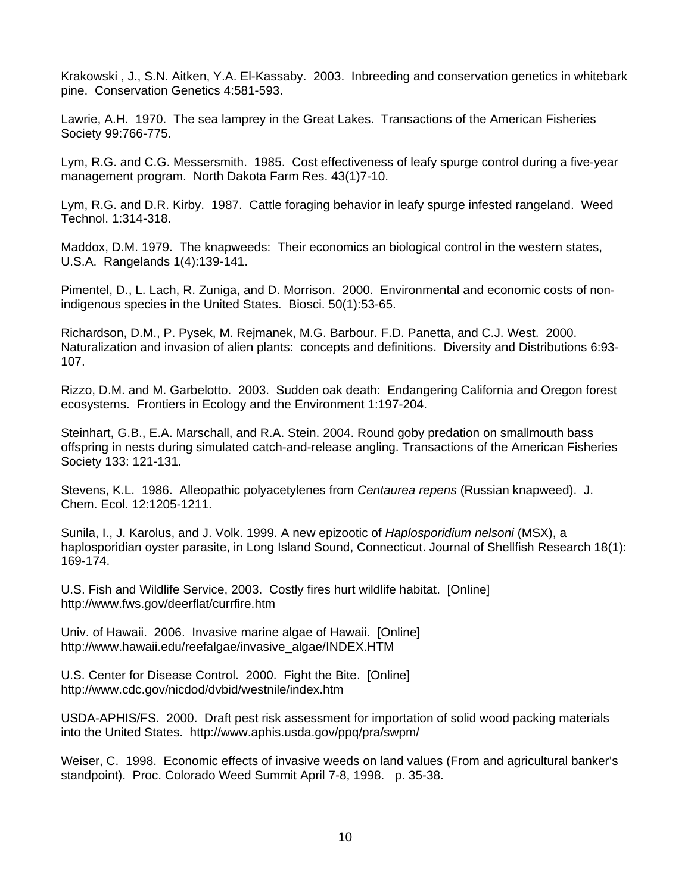Krakowski , J., S.N. Aitken, Y.A. El-Kassaby. 2003. Inbreeding and conservation genetics in whitebark pine. Conservation Genetics 4:581-593.

Lawrie, A.H. 1970. The sea lamprey in the Great Lakes. Transactions of the American Fisheries Society 99:766-775.

Lym, R.G. and C.G. Messersmith. 1985. Cost effectiveness of leafy spurge control during a five-year management program. North Dakota Farm Res. 43(1)7-10.

Lym, R.G. and D.R. Kirby. 1987. Cattle foraging behavior in leafy spurge infested rangeland. Weed Technol. 1:314-318.

Maddox, D.M. 1979. The knapweeds: Their economics an biological control in the western states, U.S.A. Rangelands 1(4):139-141.

Pimentel, D., L. Lach, R. Zuniga, and D. Morrison. 2000. Environmental and economic costs of non-indigenous species in the United States. Biosci. 50(1):53-65.

Richardson, D.M., P. Pysek, M. Rejmanek, M.G. Barbour. F.D. Panetta, and C.J. West. 2000. Naturalization and invasion of alien plants: concepts and definitions. Diversity and Distributions 6:93-107.

Rizzo, D.M. and M. Garbelotto. 2003. Sudden oak death: Endangering California and Oregon forest ecosystems. Frontiers in Ecology and the Environment 1:197-204.

Steinhart, G.B., E.A. Marschall, and R.A. Stein. 2004. Round goby predation on smallmouth bass offspring in nests during simulated catch-and-release angling. Transactions of the American Fisheries Society 133: 121-131.

Stevens, K.L. 1986. Alleopathic polyacetylenes from *Centaurea repens* (Russian knapweed). J. Chem. Ecol. 12:1205-1211.

Sunila, I., J. Karolus, and J. Volk. 1999. A new epizootic of *Haplosporidium nelsoni* (MSX), a haplosporidian oyster parasite, in Long Island Sound, Connecticut. Journal of Shellfish Research 18(1): 169-174.

U.S. Fish and Wildlife Service, 2003. Costly fires hurt wildlife habitat. [Online] http://www.fws.gov/deerflat/currfire.htm

Univ. of Hawaii. 2006. Invasive marine algae of Hawaii. [Online] http://www.hawaii.edu/reefalgae/invasive_algae/INDEX.HTM

U.S. Center for Disease Control. 2000. Fight the Bite. [Online] http://www.cdc.gov/nicdod/dvbid/westnile/index.htm

USDA-APHIS/FS. 2000. Draft pest risk assessment for importation of solid wood packing materials into the United States. http://www.aphis.usda.gov/ppq/pra/swpm/

Weiser, C. 1998. Economic effects of invasive weeds on land values (From and agricultural banker's standpoint). Proc. Colorado Weed Summit April 7-8, 1998. p. 35-38.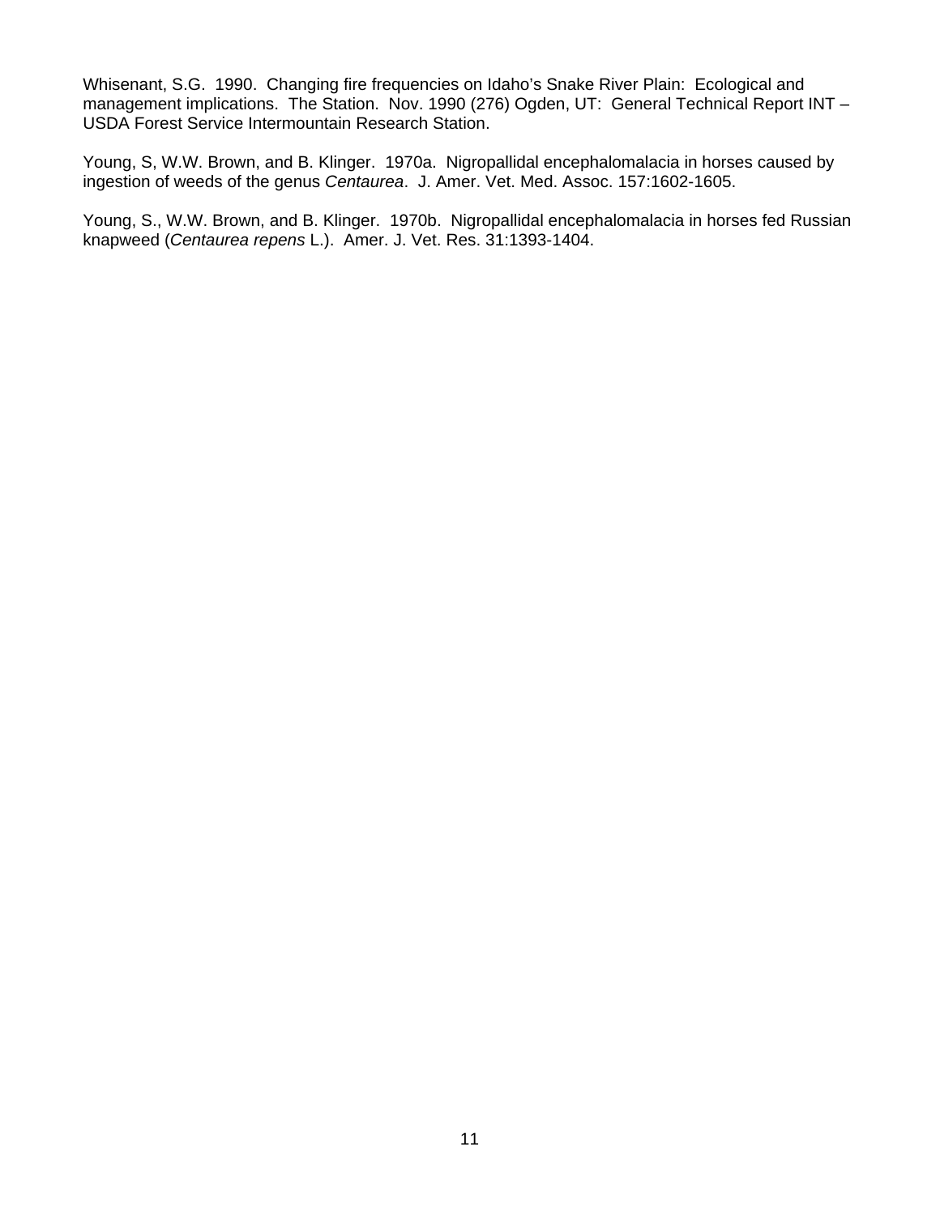Whisenant, S.G. 1990. Changing fire frequencies on Idaho's Snake River Plain: Ecological and management implications. The Station. Nov. 1990 (276) Ogden, UT: General Technical Report INT – USDA Forest Service Intermountain Research Station.

Young, S, W.W. Brown, and B. Klinger. 1970a. Nigropallidal encephalomalacia in horses caused by ingestion of weeds of the genus *Centaurea*. J. Amer. Vet. Med. Assoc. 157:1602-1605.

Young, S., W.W. Brown, and B. Klinger. 1970b. Nigropallidal encephalomalacia in horses fed Russian knapweed (*Centaurea repens* L.). Amer. J. Vet. Res. 31:1393-1404.